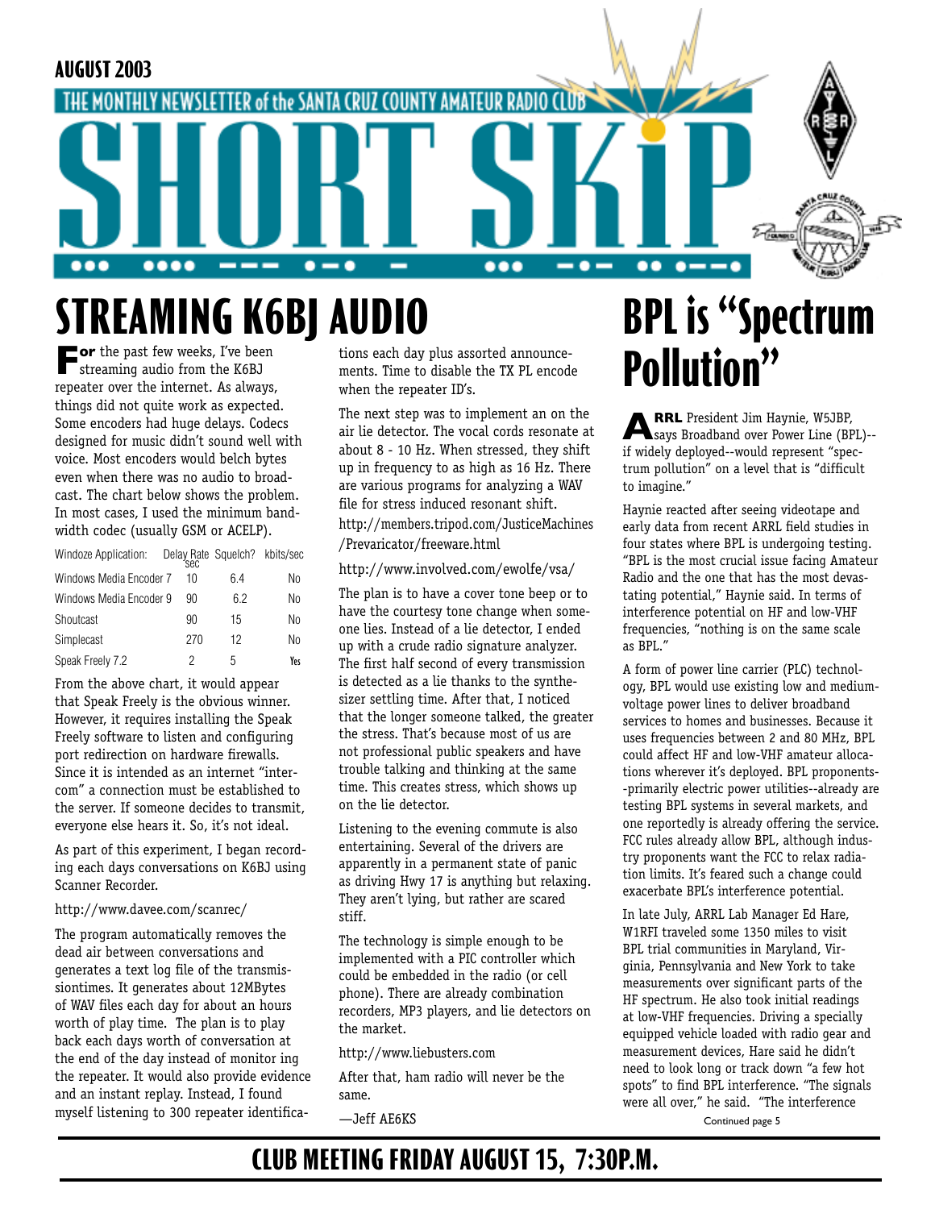AUGUST 2003

THE MONTHLY NEWSLETTER of the SANTA CRUZ COUNTY AMATEUR RADIO CLUB

# SHORT SKIP

## STREAMING K6BJ AUDIO

For the past few weeks, I've been streaming audio from the K6BJ repeater over the internet. As always, things did not quite work as expected. Some encoders had huge delays. Codecs designed for music didn't sound well with voice. Most encoders would belch bytes even when there was no audio to broadcast. The chart below shows the problem. In most cases, I used the minimum bandwidth codec (usually GSM or ACELP).

| Windoze Application: | Delay Rate sec | Squelch? | kbits/sec |
|---|---|---|---|
| Windows Media Encoder 7 | 10 | 6.4 | No |
| Windows Media Encoder 9 | 90 | 6.2 | No |
| Shoutcast | 90 | 15 | No |
| Simplecast | 270 | 12 | No |
| Speak Freely 7.2 | 2 | 5 | Yes |

From the above chart, it would appear that Speak Freely is the obvious winner. However, it requires installing the Speak Freely software to listen and configuring port redirection on hardware firewalls. Since it is intended as an internet "intercom" a connection must be established to the server. If someone decides to transmit, everyone else hears it. So, it's not ideal.

As part of this experiment, I began recording each days conversations on K6BJ using Scanner Recorder.

http://www.davee.com/scanrec/

The program automatically removes the dead air between conversations and generates a text log file of the transmissiontimes. It generates about 12MBytes of WAV files each day for about an hours worth of play time. The plan is to play back each days worth of conversation at the end of the day instead of monitor ing the repeater. It would also provide evidence and an instant replay. Instead, I found myself listening to 300 repeater identifications each day plus assorted announcements. Time to disable the TX PL encode when the repeater ID's.

The next step was to implement an on the air lie detector. The vocal cords resonate at about 8 - 10 Hz. When stressed, they shift up in frequency to as high as 16 Hz. There are various programs for analyzing a WAV file for stress induced resonant shift.

http://members.tripod.com/JusticeMachines/Prevaricator/freeware.html

http://www.involved.com/ewolfe/vsa/

The plan is to have a cover tone beep or to have the courtesy tone change when someone lies. Instead of a lie detector, I ended up with a crude radio signature analyzer. The first half second of every transmission is detected as a lie thanks to the synthesizer settling time. After that, I noticed that the longer someone talked, the greater the stress. That's because most of us are not professional public speakers and have trouble talking and thinking at the same time. This creates stress, which shows up on the lie detector.

Listening to the evening commute is also entertaining. Several of the drivers are apparently in a permanent state of panic as driving Hwy 17 is anything but relaxing. They aren't lying, but rather are scared stiff.

The technology is simple enough to be implemented with a PIC controller which could be embedded in the radio (or cell phone). There are already combination recorders, MP3 players, and lie detectors on the market.

http://www.liebusters.com

After that, ham radio will never be the same.

—Jeff AE6KS

## BPL is "Spectrum Pollution"

**ARRL** President Jim Haynie, W5JBP, says Broadband over Power Line (BPL)--if widely deployed--would represent "spectrum pollution" on a level that is "difficult to imagine."

Haynie reacted after seeing videotape and early data from recent ARRL field studies in four states where BPL is undergoing testing. "BPL is the most crucial issue facing Amateur Radio and the one that has the most devastating potential," Haynie said. In terms of interference potential on HF and low-VHF frequencies, "nothing is on the same scale as BPL."

A form of power line carrier (PLC) technology, BPL would use existing low and medium-voltage power lines to deliver broadband services to homes and businesses. Because it uses frequencies between 2 and 80 MHz, BPL could affect HF and low-VHF amateur allocations wherever it's deployed. BPL proponents--primarily electric power utilities--already are testing BPL systems in several markets, and one reportedly is already offering the service. FCC rules already allow BPL, although industry proponents want the FCC to relax radiation limits. It's feared such a change could exacerbate BPL's interference potential.

In late July, ARRL Lab Manager Ed Hare, W1RFI traveled some 1350 miles to visit BPL trial communities in Maryland, Virginia, Pennsylvania and New York to take measurements over significant parts of the HF spectrum. He also took initial readings at low-VHF frequencies. Driving a specially equipped vehicle loaded with radio gear and measurement devices, Hare said he didn't need to look long or track down "a few hot spots" to find BPL interference. "The signals were all over," he said. "The interference

Continued page 5

**CLUB MEETING FRIDAY AUGUST 15, 7:30P.M.**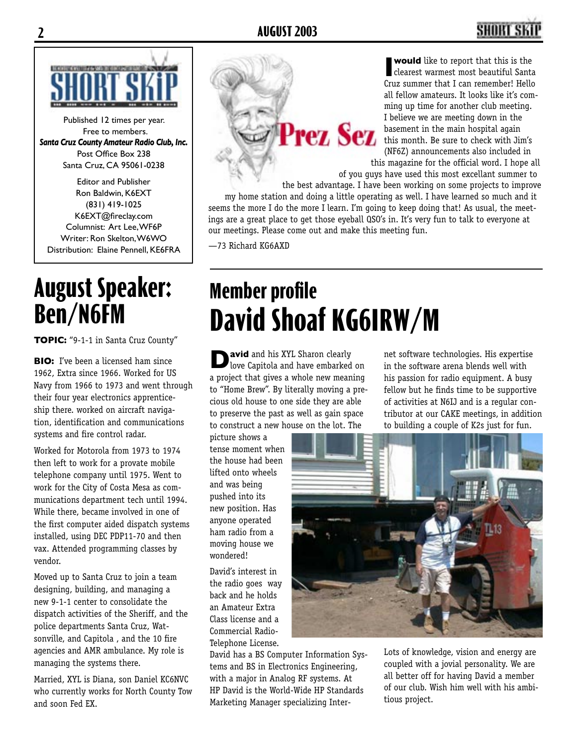# SHORT SKIP

Published 12 times per year.
Free to members.
***Santa Cruz County Amateur Radio Club, Inc.***
Post Office Box 238
Santa Cruz, CA 95061-0238

Editor and Publisher
Ron Baldwin, K6EXT
(831) 419-1025
K6EXT@fireclay.com
Columnist: Art Lee, WF6P
Writer: Ron Skelton, W6WO
Distribution: Elaine Pennell, KE6FRA

## Prez Sez

**I would** like to report that this is the clearest warmest most beautiful Santa Cruz summer that I can remember! Hello all fellow amateurs. It looks like it's comming up time for another club meeting. I believe we are meeting down in the basement in the main hospital again this month. Be sure to check with Jim's (NF6Z) announcements also included in this magazine for the official word. I hope all of you guys have used this most excellant summer to the best advantage. I have been working on some projects to improve my home station and doing a little operating as well. I have learned so much and it seems the more I do the more I learn. I'm going to keep doing that! As usual, the meetings are a great place to get those eyeball QSO's in. It's very fun to talk to everyone at our meetings. Please come out and make this meeting fun.

—73 Richard KG6AXD

# August Speaker: Ben/N6FM

**TOPIC:** "9-1-1 in Santa Cruz County"

**BIO:** I've been a licensed ham since 1962, Extra since 1966. Worked for US Navy from 1966 to 1973 and went through their four year electronics apprenticeship there. worked on aircraft navigation, identification and communications systems and fire control radar.

Worked for Motorola from 1973 to 1974 then left to work for a provate mobile telephone company until 1975. Went to work for the City of Costa Mesa as communications department tech until 1994. While there, became involved in one of the first computer aided dispatch systems installed, using DEC PDP11-70 and then vax. Attended programming classes by vendor.

Moved up to Santa Cruz to join a team designing, building, and managing a new 9-1-1 center to consolidate the dispatch activities of the Sheriff, and the police departments Santa Cruz, Watsonville, and Capitola , and the 10 fire agencies and AMR ambulance. My role is managing the systems there.

Married, XYL is Diana, son Daniel KC6NVC who currently works for North County Tow and soon Fed EX.

## Member profile

# David Shoaf KG6IRW/M

**David** and his XYL Sharon clearly love Capitola and have embarked on a project that gives a whole new meaning to "Home Brew". By literally moving a precious old house to one side they are able to preserve the past as well as gain space to construct a new house on the lot. The picture shows a tense moment when the house had been lifted onto wheels and was being pushed into its new position. Has anyone operated ham radio from a moving house we wondered!

David's interest in the radio goes way back and he holds an Amateur Extra Class license and a Commercial Radio-Telephone License. David has a BS Computer Information Systems and BS in Electronics Engineering, with a major in Analog RF systems. At HP David is the World-Wide HP Standards Marketing Manager specializing Internet software technologies. His expertise in the software arena blends well with his passion for radio equipment. A busy fellow but he finds time to be supportive of activities at N6IJ and is a regular contributor at our CAKE meetings, in addition to building a couple of K2s just for fun.

Lots of knowledge, vision and energy are coupled with a jovial personality. We are all better off for having David a member of our club. Wish him well with his ambitious project.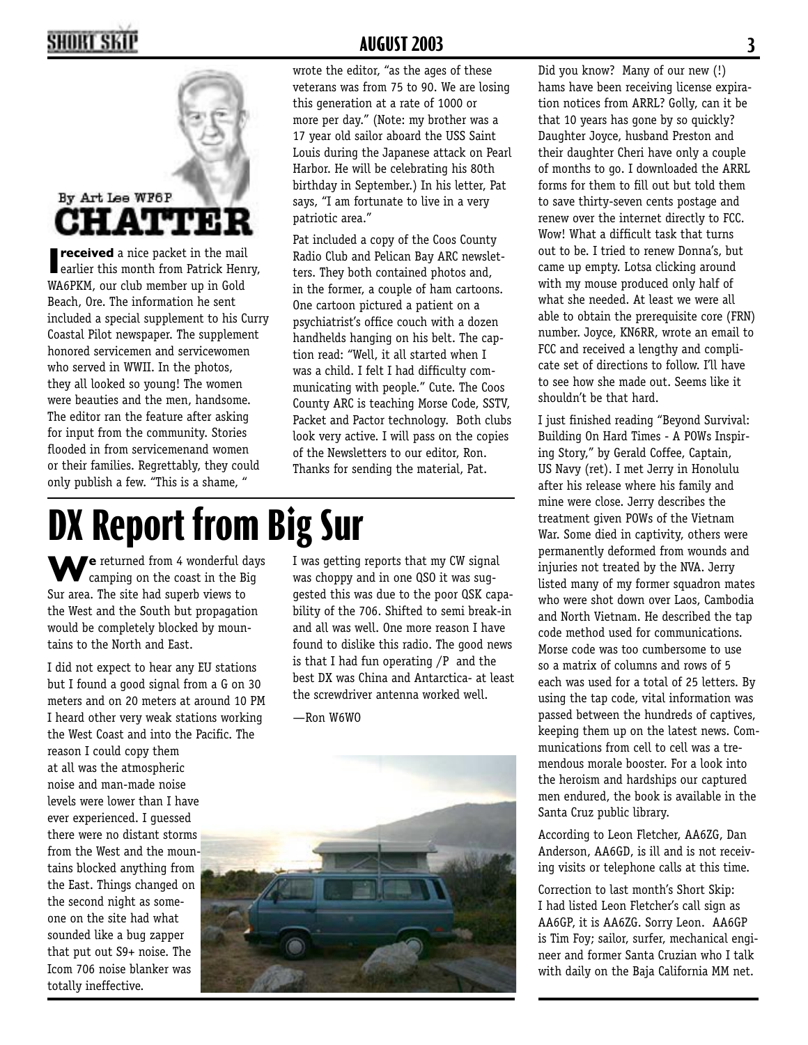By Art Lee WF6P

## CHATTER

**I received** a nice packet in the mail earlier this month from Patrick Henry, WA6PKM, our club member up in Gold Beach, Ore. The information he sent included a special supplement to his Curry Coastal Pilot newspaper. The supplement honored servicemen and servicewomen who served in WWII. In the photos, they all looked so young! The women were beauties and the men, handsome. The editor ran the feature after asking for input from the community. Stories flooded in from servicemenand women or their families. Regrettably, they could only publish a few. "This is a shame, " wrote the editor, "as the ages of these veterans was from 75 to 90. We are losing this generation at a rate of 1000 or more per day." (Note: my brother was a 17 year old sailor aboard the USS Saint Louis during the Japanese attack on Pearl Harbor. He will be celebrating his 80th birthday in September.) In his letter, Pat says, "I am fortunate to live in a very patriotic area."

Pat included a copy of the Coos County Radio Club and Pelican Bay ARC newsletters. They both contained photos and, in the former, a couple of ham cartoons. One cartoon pictured a patient on a psychiatrist's office couch with a dozen handhelds hanging on his belt. The caption read: "Well, it all started when I was a child. I felt I had difficulty communicating with people." Cute. The Coos County ARC is teaching Morse Code, SSTV, Packet and Pactor technology. Both clubs look very active. I will pass on the copies of the Newsletters to our editor, Ron. Thanks for sending the material, Pat.

Did you know? Many of our new (!) hams have been receiving license expiration notices from ARRL? Golly, can it be that 10 years has gone by so quickly? Daughter Joyce, husband Preston and their daughter Cheri have only a couple of months to go. I downloaded the ARRL forms for them to fill out but told them to save thirty-seven cents postage and renew over the internet directly to FCC. Wow! What a difficult task that turns out to be. I tried to renew Donna's, but came up empty. Lotsa clicking around with my mouse produced only half of what she needed. At least we were all able to obtain the prerequisite core (FRN) number. Joyce, KN6RR, wrote an email to FCC and received a lengthy and complicate set of directions to follow. I'll have to see how she made out. Seems like it shouldn't be that hard.

I just finished reading "Beyond Survival: Building On Hard Times - A POWs Inspiring Story," by Gerald Coffee, Captain, US Navy (ret). I met Jerry in Honolulu after his release where his family and mine were close. Jerry describes the treatment given POWs of the Vietnam War. Some died in captivity, others were permanently deformed from wounds and injuries not treated by the NVA. Jerry listed many of my former squadron mates who were shot down over Laos, Cambodia and North Vietnam. He described the tap code method used for communications. Morse code was too cumbersome to use so a matrix of columns and rows of 5 each was used for a total of 25 letters. By using the tap code, vital information was passed between the hundreds of captives, keeping them up on the latest news. Communications from cell to cell was a tremendous morale booster. For a look into the heroism and hardships our captured men endured, the book is available in the Santa Cruz public library.

According to Leon Fletcher, AA6ZG, Dan Anderson, AA6GD, is ill and is not receiving visits or telephone calls at this time.

Correction to last month's Short Skip: I had listed Leon Fletcher's call sign as AA6GP, it is AA6ZG. Sorry Leon. AA6GP is Tim Foy; sailor, surfer, mechanical engineer and former Santa Cruzian who I talk with daily on the Baja California MM net.

# DX Report from Big Sur

**We** returned from 4 wonderful days camping on the coast in the Big Sur area. The site had superb views to the West and the South but propagation would be completely blocked by mountains to the North and East.

I did not expect to hear any EU stations but I found a good signal from a G on 30 meters and on 20 meters at around 10 PM I heard other very weak stations working the West Coast and into the Pacific. The reason I could copy them at all was the atmospheric noise and man-made noise levels were lower than I have ever experienced. I guessed there were no distant storms from the West and the mountains blocked anything from the East. Things changed on the second night as someone on the site had what sounded like a bug zapper that put out S9+ noise. The Icom 706 noise blanker was totally ineffective.

I was getting reports that my CW signal was choppy and in one QSO it was suggested this was due to the poor QSK capability of the 706. Shifted to semi break-in and all was well. One more reason I have found to dislike this radio. The good news is that I had fun operating /P and the best DX was China and Antarctica- at least the screwdriver antenna worked well.

—Ron W6WO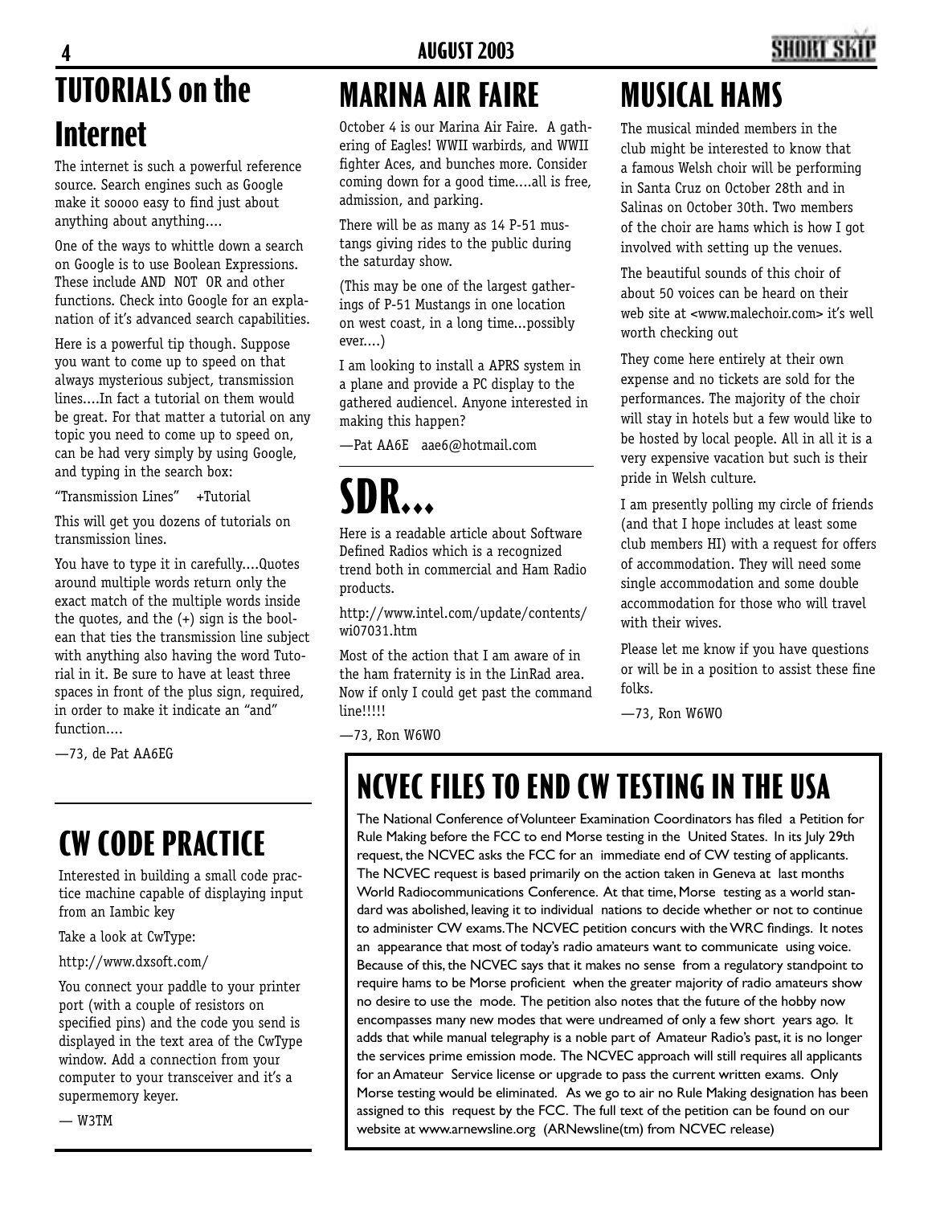# TUTORIALS on the Internet

The internet is such a powerful reference source. Search engines such as Google make it soooo easy to find just about anything about anything....

One of the ways to whittle down a search on Google is to use Boolean Expressions. These include AND NOT OR and other functions. Check into Google for an explanation of it's advanced search capabilities.

Here is a powerful tip though. Suppose you want to come up to speed on that always mysterious subject, transmission lines....In fact a tutorial on them would be great. For that matter a tutorial on any topic you need to come up to speed on, can be had very simply by using Google, and typing in the search box:

"Transmission Lines" +Tutorial

This will get you dozens of tutorials on transmission lines.

You have to type it in carefully....Quotes around multiple words return only the exact match of the multiple words inside the quotes, and the (+) sign is the boolean that ties the transmission line subject with anything also having the word Tutorial in it. Be sure to have at least three spaces in front of the plus sign, required, in order to make it indicate an "and" function....

—73, de Pat AA6EG

# CW CODE PRACTICE

Interested in building a small code practice machine capable of displaying input from an Iambic key

Take a look at CwType:

http://www.dxsoft.com/

You connect your paddle to your printer port (with a couple of resistors on specified pins) and the code you send is displayed in the text area of the CwType window. Add a connection from your computer to your transceiver and it's a supermemory keyer.

— W3TM

# MARINA AIR FAIRE

October 4 is our Marina Air Faire. A gathering of Eagles! WWII warbirds, and WWII fighter Aces, and bunches more. Consider coming down for a good time....all is free, admission, and parking.

There will be as many as 14 P-51 mustangs giving rides to the public during the saturday show.

(This may be one of the largest gatherings of P-51 Mustangs in one location on west coast, in a long time...possibly ever....)

I am looking to install a APRS system in a plane and provide a PC display to the gathered audiencel. Anyone interested in making this happen?

—Pat AA6E aae6@hotmail.com

# SDR...

Here is a readable article about Software Defined Radios which is a recognized trend both in commercial and Ham Radio products.

http://www.intel.com/update/contents/wi07031.htm

Most of the action that I am aware of in the ham fraternity is in the LinRad area. Now if only I could get past the command line!!!!!

—73, Ron W6WO

# MUSICAL HAMS

The musical minded members in the club might be interested to know that a famous Welsh choir will be performing in Santa Cruz on October 28th and in Salinas on October 30th. Two members of the choir are hams which is how I got involved with setting up the venues.

The beautiful sounds of this choir of about 50 voices can be heard on their web site at <www.malechoir.com> it's well worth checking out

They come here entirely at their own expense and no tickets are sold for the performances. The majority of the choir will stay in hotels but a few would like to be hosted by local people. All in all it is a very expensive vacation but such is their pride in Welsh culture.

I am presently polling my circle of friends (and that I hope includes at least some club members HI) with a request for offers of accommodation. They will need some single accommodation and some double accommodation for those who will travel with their wives.

Please let me know if you have questions or will be in a position to assist these fine folks.

—73, Ron W6WO

# NCVEC FILES TO END CW TESTING IN THE USA

The National Conference of Volunteer Examination Coordinators has filed a Petition for Rule Making before the FCC to end Morse testing in the United States. In its July 29th request, the NCVEC asks the FCC for an immediate end of CW testing of applicants. The NCVEC request is based primarily on the action taken in Geneva at last months World Radiocommunications Conference. At that time, Morse testing as a world standard was abolished, leaving it to individual nations to decide whether or not to continue to administer CW exams. The NCVEC petition concurs with the WRC findings. It notes an appearance that most of today's radio amateurs want to communicate using voice. Because of this, the NCVEC says that it makes no sense from a regulatory standpoint to require hams to be Morse proficient when the greater majority of radio amateurs show no desire to use the mode. The petition also notes that the future of the hobby now encompasses many new modes that were undreamed of only a few short years ago. It adds that while manual telegraphy is a noble part of Amateur Radio's past, it is no longer the services prime emission mode. The NCVEC approach will still requires all applicants for an Amateur Service license or upgrade to pass the current written exams. Only Morse testing would be eliminated. As we go to air no Rule Making designation has been assigned to this request by the FCC. The full text of the petition can be found on our website at www.arnewsline.org (ARNewsline(tm) from NCVEC release)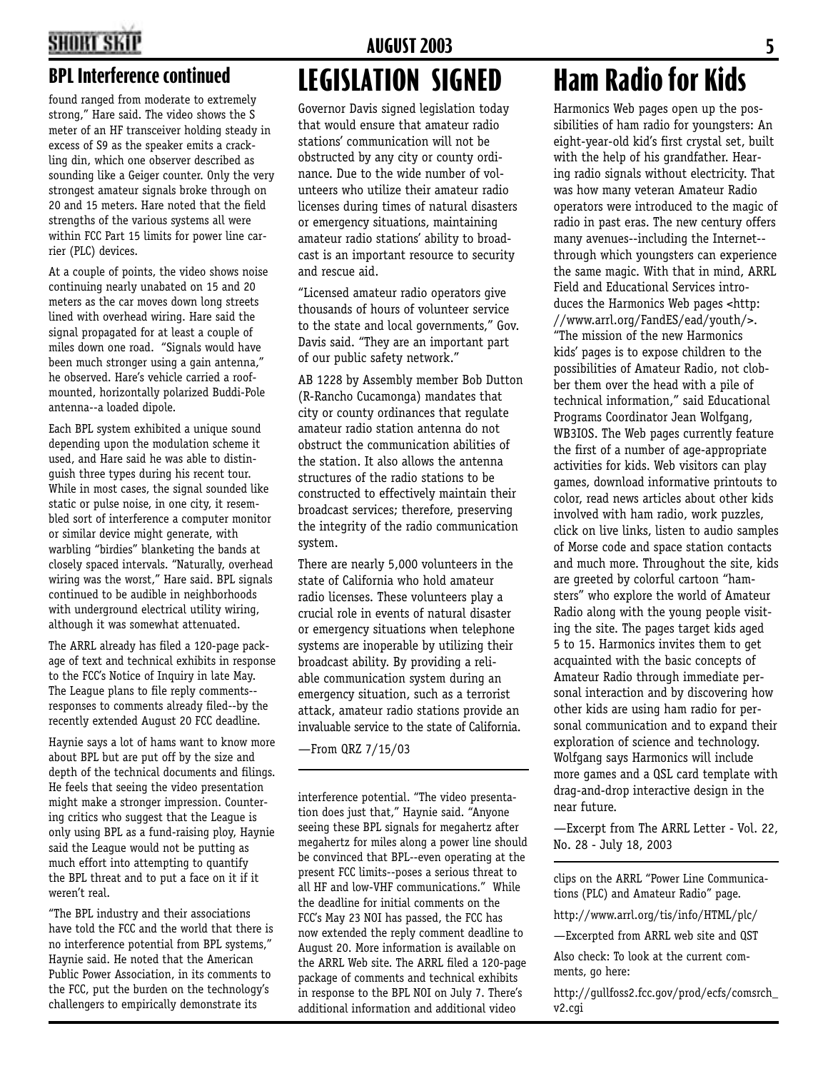## BPL Interference continued

found ranged from moderate to extremely strong," Hare said. The video shows the S meter of an HF transceiver holding steady in excess of S9 as the speaker emits a crackling din, which one observer described as sounding like a Geiger counter. Only the very strongest amateur signals broke through on 20 and 15 meters. Hare noted that the field strengths of the various systems all were within FCC Part 15 limits for power line carrier (PLC) devices.

At a couple of points, the video shows noise continuing nearly unabated on 15 and 20 meters as the car moves down long streets lined with overhead wiring. Hare said the signal propagated for at least a couple of miles down one road. "Signals would have been much stronger using a gain antenna," he observed. Hare's vehicle carried a roof-mounted, horizontally polarized Buddi-Pole antenna--a loaded dipole.

Each BPL system exhibited a unique sound depending upon the modulation scheme it used, and Hare said he was able to distinguish three types during his recent tour. While in most cases, the signal sounded like static or pulse noise, in one city, it resembled sort of interference a computer monitor or similar device might generate, with warbling "birdies" blanketing the bands at closely spaced intervals. "Naturally, overhead wiring was the worst," Hare said. BPL signals continued to be audible in neighborhoods with underground electrical utility wiring, although it was somewhat attenuated.

The ARRL already has filed a 120-page package of text and technical exhibits in response to the FCC's Notice of Inquiry in late May. The League plans to file reply comments--responses to comments already filed--by the recently extended August 20 FCC deadline.

Haynie says a lot of hams want to know more about BPL but are put off by the size and depth of the technical documents and filings. He feels that seeing the video presentation might make a stronger impression. Countering critics who suggest that the League is only using BPL as a fund-raising ploy, Haynie said the League would not be putting as much effort into attempting to quantify the BPL threat and to put a face on it if it weren't real.

"The BPL industry and their associations have told the FCC and the world that there is no interference potential from BPL systems," Haynie said. He noted that the American Public Power Association, in its comments to the FCC, put the burden on the technology's challengers to empirically demonstrate its interference potential. "The video presentation does just that," Haynie said. "Anyone seeing these BPL signals for megahertz after megahertz for miles along a power line should be convinced that BPL--even operating at the present FCC limits--poses a serious threat to all HF and low-VHF communications." While the deadline for initial comments on the FCC's May 23 NOI has passed, the FCC has now extended the reply comment deadline to August 20. More information is available on the ARRL Web site. The ARRL filed a 120-page package of comments and technical exhibits in response to the BPL NOI on July 7. There's additional information and additional video clips on the ARRL "Power Line Communications (PLC) and Amateur Radio" page.

http://www.arrl.org/tis/info/HTML/plc/

—Excerpted from ARRL web site and QST

Also check: To look at the current comments, go here:

http://gullfoss2.fcc.gov/prod/ecfs/comsrch_v2.cgi

# LEGISLATION SIGNED

Governor Davis signed legislation today that would ensure that amateur radio stations' communication will not be obstructed by any city or county ordinance. Due to the wide number of volunteers who utilize their amateur radio licenses during times of natural disasters or emergency situations, maintaining amateur radio stations' ability to broadcast is an important resource to security and rescue aid.

"Licensed amateur radio operators give thousands of hours of volunteer service to the state and local governments," Gov. Davis said. "They are an important part of our public safety network."

AB 1228 by Assembly member Bob Dutton (R-Rancho Cucamonga) mandates that city or county ordinances that regulate amateur radio station antenna do not obstruct the communication abilities of the station. It also allows the antenna structures of the radio stations to be constructed to effectively maintain their broadcast services; therefore, preserving the integrity of the radio communication system.

There are nearly 5,000 volunteers in the state of California who hold amateur radio licenses. These volunteers play a crucial role in events of natural disaster or emergency situations when telephone systems are inoperable by utilizing their broadcast ability. By providing a reliable communication system during an emergency situation, such as a terrorist attack, amateur radio stations provide an invaluable service to the state of California.

—From QRZ 7/15/03

# Ham Radio for Kids

Harmonics Web pages open up the possibilities of ham radio for youngsters: An eight-year-old kid's first crystal set, built with the help of his grandfather. Hearing radio signals without electricity. That was how many veteran Amateur Radio operators were introduced to the magic of radio in past eras. The new century offers many avenues--including the Internet--through which youngsters can experience the same magic. With that in mind, ARRL Field and Educational Services introduces the Harmonics Web pages <http://www.arrl.org/FandES/ead/youth/>. "The mission of the new Harmonics kids' pages is to expose children to the possibilities of Amateur Radio, not clobber them over the head with a pile of technical information," said Educational Programs Coordinator Jean Wolfgang, WB3IOS. The Web pages currently feature the first of a number of age-appropriate activities for kids. Web visitors can play games, download informative printouts to color, read news articles about other kids involved with ham radio, work puzzles, click on live links, listen to audio samples of Morse code and space station contacts and much more. Throughout the site, kids are greeted by colorful cartoon "hamsters" who explore the world of Amateur Radio along with the young people visiting the site. The pages target kids aged 5 to 15. Harmonics invites them to get acquainted with the basic concepts of Amateur Radio through immediate personal interaction and by discovering how other kids are using ham radio for personal communication and to expand their exploration of science and technology. Wolfgang says Harmonics will include more games and a QSL card template with drag-and-drop interactive design in the near future.

—Excerpt from The ARRL Letter - Vol. 22, No. 28 - July 18, 2003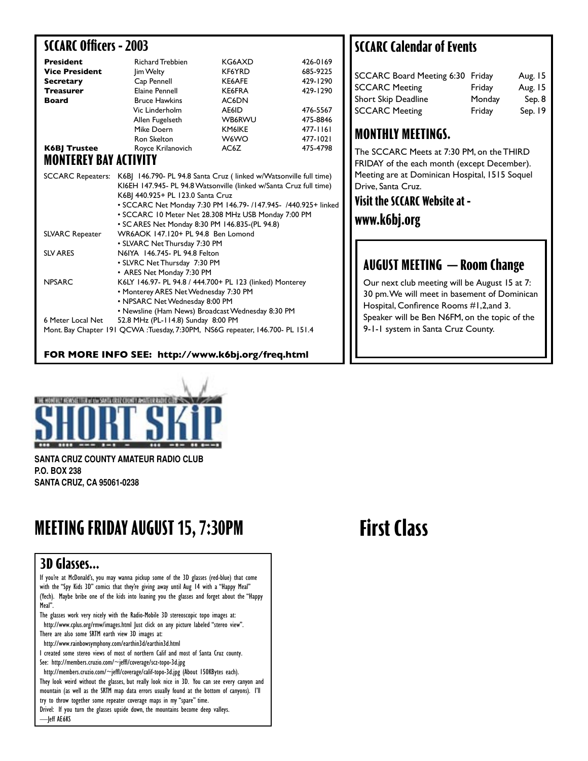## SCCARC Officers - 2003

| | | | |
|---|---|---|---|
| **President** | Richard Trebbien | KG6AXD | 426-0169 |
| **Vice President** | Jim Welty | KF6YRD | 685-9225 |
| **Secretary** | Cap Pennell | KE6AFE | 429-1290 |
| **Treasurer** | Elaine Pennell | KE6FRA | 429-1290 |
| **Board** | Bruce Hawkins | AC6DN | |
| | Vic Linderholm | AE6ID | 476-5567 |
| | Allen Fugelseth | WB6RWU | 475-8846 |
| | Mike Doern | KM6IKE | 477-1161 |
| | Ron Skelton | W6WO | 477-1021 |
| **K6BJ Trustee** | Royce Krilanovich | AC6Z | 475-4798 |

## MONTEREY BAY ACTIVITY

SCCARC Repeaters: K6BJ 146.790- PL 94.8 Santa Cruz ( linked w/Watsonville full time)
KI6EH 147.945- PL 94.8 Watsonville (linked w/Santa Cruz full time)
K6BJ 440.925+ PL 123.0 Santa Cruz
- SCCARC Net Monday 7:30 PM 146.79- /147.945- /440.925+ linked
- SCCARC 10 Meter Net 28.308 MHz USB Monday 7:00 PM
- SC ARES Net Monday 8:30 PM 146.835-(PL 94.8)

SLVARC Repeater WR6AOK 147.120+ PL 94.8 Ben Lomond
- SLVARC Net Thursday 7:30 PM

SLV ARES N6IYA 146.745- PL 94.8 Felton
- SLVRC Net Thursday 7:30 PM
- ARES Net Monday 7:30 PM

NPSARC K6LY 146.97- PL 94.8 / 444.700+ PL 123 (linked) Monterey
- Monterey ARES Net Wednesday 7:30 PM
- NPSARC Net Wednesday 8:00 PM
- Newsline (Ham News) Broadcast Wednesday 8:30 PM

6 Meter Local Net 52.8 MHz (PL-114.8) Sunday 8:00 PM

Mont. Bay Chapter 191 QCWA :Tuesday, 7:30PM, NS6G repeater, 146.700- PL 151.4

**FOR MORE INFO SEE: http://www.k6bj.org/freq.html**

## SCCARC Calendar of Events

| | | |
|---|---|---|
| SCCARC Board Meeting 6:30 | Friday | Aug. 15 |
| SCCARC Meeting | Friday | Aug. 15 |
| Short Skip Deadline | Monday | Sep. 8 |
| SCCARC Meeting | Friday | Sep. 19 |

## MONTHLY MEETINGS.

The SCCARC Meets at 7:30 PM, on the THIRD FRIDAY of the each month (except December). Meeting are at Dominican Hospital, 1515 Soquel Drive, Santa Cruz.

### Visit the SCCARC Website at - www.k6bj.org

## AUGUST MEETING — Room Change

Our next club meeting will be August 15 at 7:30 pm. We will meet in basement of Dominican Hospital, Confirence Rooms #1,2,and 3. Speaker will be Ben N6FM, on the topic of the 9-1-1 system in Santa Cruz County.

THE MONTHLY NEWSLETTER of the SANTA CRUZ COUNTY AMATEUR RADIO CLUB

SHORT SKiP

**SANTA CRUZ COUNTY AMATEUR RADIO CLUB**
**P.O. BOX 238**
**SANTA CRUZ, CA 95061-0238**

# MEETING FRIDAY AUGUST 15, 7:30PM

# First Class

## 3D Glasses...

If you're at McDonald's, you may wanna pickup some of the 3D glasses (red-blue) that come with the "Spy Kids 3D" comics that they're giving away until Aug 14 with a "Happy Meal" (Yech). Maybe bribe one of the kids into loaning you the glasses and forget about the "Happy Meal".

The glasses work very nicely with the Radio-Mobile 3D stereoscopic topo images at:
http://www.cplus.org/rmw/images.html Just click on any picture labeled "stereo view".

There are also some SRTM earth view 3D images at:
http://www.rainbowsymphony.com/earthin3d/earthin3d.html

I created some stereo views of most of northern Calif and most of Santa Cruz county.
See: http://members.cruzio.com/~jeffl/coverage/scz-topo-3d.jpg
http://members.cruzio.com/~jeffl/coverage/calif-topo-3d.jpg (About 150KBytes each).

They look weird without the glasses, but really look nice in 3D. You can see every canyon and mountain (as well as the SRTM map data errors usually found at the bottom of canyons). I'll try to throw together some repeater coverage maps in my "spare" time.

Drivel: If you turn the glasses upside down, the mountains become deep valleys.

—Jeff AE6KS